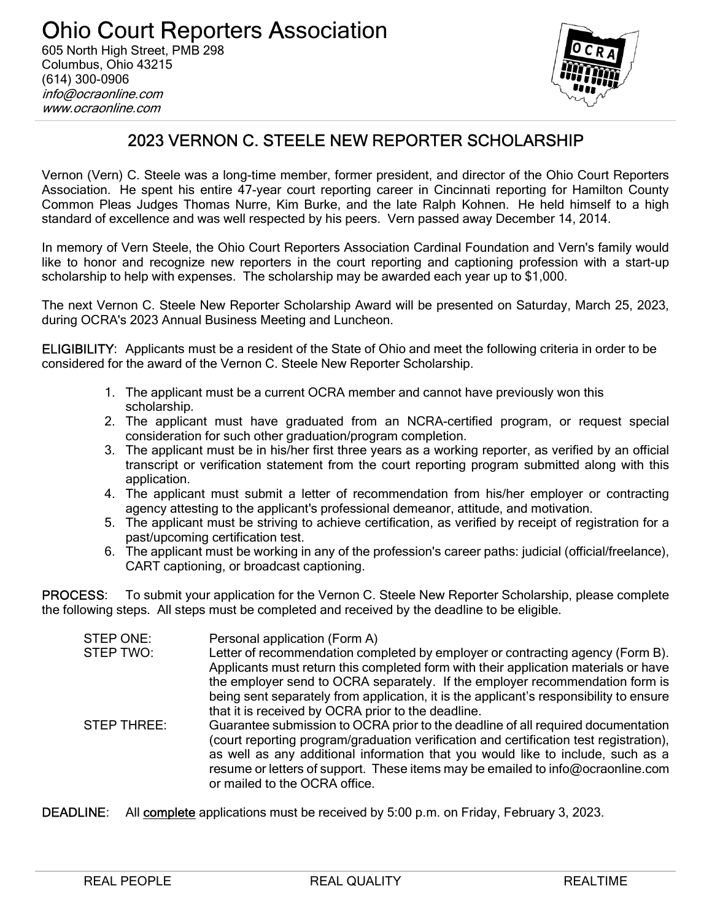# Ohio Court Reporters Association

605 North High Street, PMB 298
Columbus, Ohio 43215
(614) 300-0906
*info@ocraonline.com*
*www.ocraonline.com*

## 2023 VERNON C. STEELE NEW REPORTER SCHOLARSHIP

Vernon (Vern) C. Steele was a long-time member, former president, and director of the Ohio Court Reporters Association. He spent his entire 47-year court reporting career in Cincinnati reporting for Hamilton County Common Pleas Judges Thomas Nurre, Kim Burke, and the late Ralph Kohnen. He held himself to a high standard of excellence and was well respected by his peers. Vern passed away December 14, 2014.

In memory of Vern Steele, the Ohio Court Reporters Association Cardinal Foundation and Vern's family would like to honor and recognize new reporters in the court reporting and captioning profession with a start-up scholarship to help with expenses. The scholarship may be awarded each year up to $1,000.

The next Vernon C. Steele New Reporter Scholarship Award will be presented on Saturday, March 25, 2023, during OCRA's 2023 Annual Business Meeting and Luncheon.

**ELIGIBILITY**: Applicants must be a resident of the State of Ohio and meet the following criteria in order to be considered for the award of the Vernon C. Steele New Reporter Scholarship.

1. The applicant must be a current OCRA member and cannot have previously won this scholarship.
2. The applicant must have graduated from an NCRA-certified program, or request special consideration for such other graduation/program completion.
3. The applicant must be in his/her first three years as a working reporter, as verified by an official transcript or verification statement from the court reporting program submitted along with this application.
4. The applicant must submit a letter of recommendation from his/her employer or contracting agency attesting to the applicant's professional demeanor, attitude, and motivation.
5. The applicant must be striving to achieve certification, as verified by receipt of registration for a past/upcoming certification test.
6. The applicant must be working in any of the profession's career paths: judicial (official/freelance), CART captioning, or broadcast captioning.

**PROCESS**: To submit your application for the Vernon C. Steele New Reporter Scholarship, please complete the following steps. All steps must be completed and received by the deadline to be eligible.

STEP ONE: Personal application (Form A)

STEP TWO: Letter of recommendation completed by employer or contracting agency (Form B). Applicants must return this completed form with their application materials or have the employer send to OCRA separately. If the employer recommendation form is being sent separately from application, it is the applicant's responsibility to ensure that it is received by OCRA prior to the deadline.

STEP THREE: Guarantee submission to OCRA prior to the deadline of all required documentation (court reporting program/graduation verification and certification test registration), as well as any additional information that you would like to include, such as a resume or letters of support. These items may be emailed to info@ocraonline.com or mailed to the OCRA office.

**DEADLINE**: All <u>complete</u> applications must be received by 5:00 p.m. on Friday, February 3, 2023.

REAL PEOPLE REAL QUALITY REALTIME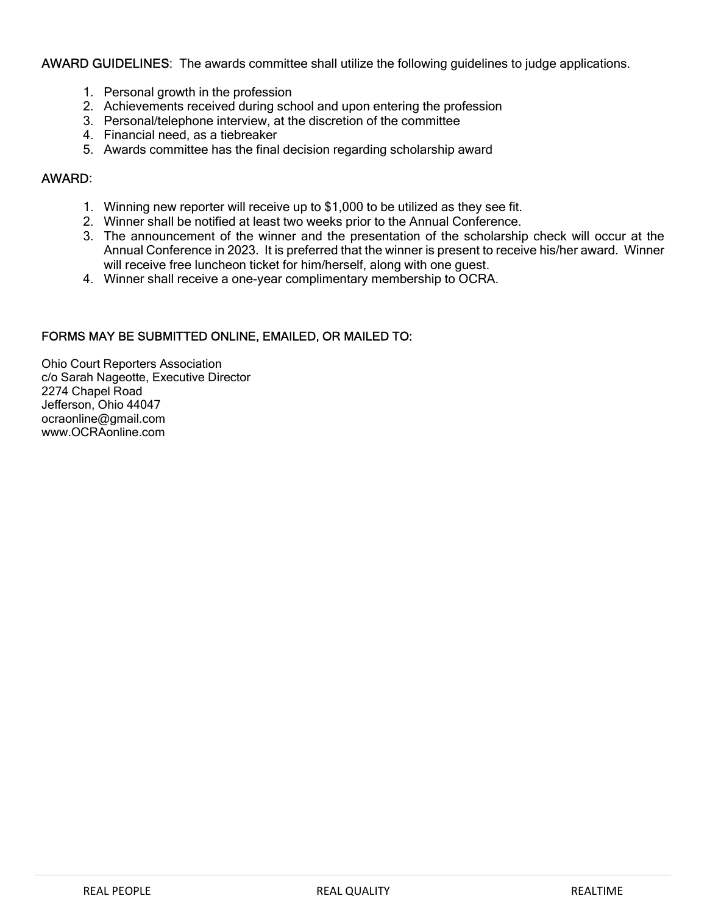**AWARD GUIDELINES**: The awards committee shall utilize the following guidelines to judge applications.

1. Personal growth in the profession
2. Achievements received during school and upon entering the profession
3. Personal/telephone interview, at the discretion of the committee
4. Financial need, as a tiebreaker
5. Awards committee has the final decision regarding scholarship award

**AWARD**:

1. Winning new reporter will receive up to $1,000 to be utilized as they see fit.
2. Winner shall be notified at least two weeks prior to the Annual Conference.
3. The announcement of the winner and the presentation of the scholarship check will occur at the Annual Conference in 2023. It is preferred that the winner is present to receive his/her award. Winner will receive free luncheon ticket for him/herself, along with one guest.
4. Winner shall receive a one-year complimentary membership to OCRA.

**FORMS MAY BE SUBMITTED ONLINE, EMAILED, OR MAILED TO:**

Ohio Court Reporters Association
c/o Sarah Nageotte, Executive Director
2274 Chapel Road
Jefferson, Ohio 44047
ocraonline@gmail.com
www.OCRAonline.com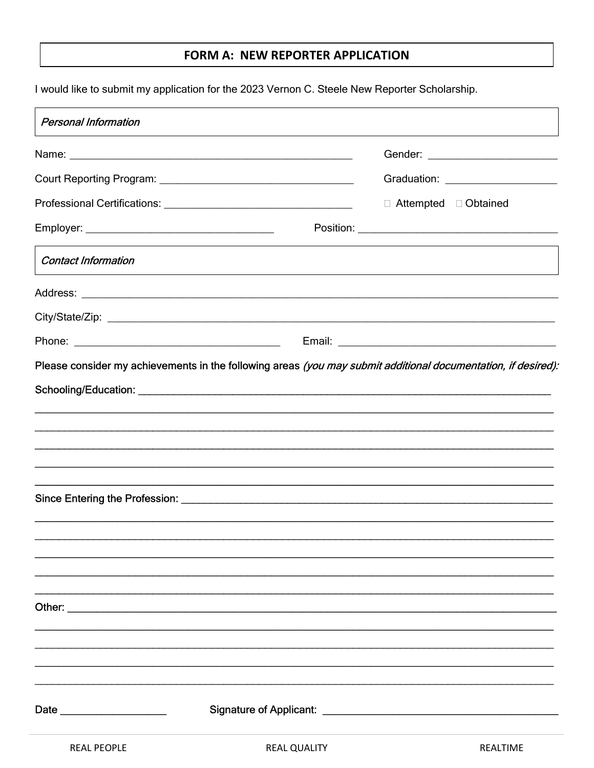# FORM A: NEW REPORTER APPLICATION

I would like to submit my application for the 2023 Vernon C. Steele New Reporter Scholarship.

*Personal Information*

Name: ______________________________________________ Gender: ____________________

Court Reporting Program: ____________________________ Graduation: __________________

Professional Certifications: ___________________________ ☐ Attempted ☐ Obtained

Employer: ______________________________ Position: ________________________________

*Contact Information*

Address: ______________________________________________________________________________

City/State/Zip: _________________________________________________________________________

Phone: _________________________________ Email: ___________________________________

Please consider my achievements in the following areas *(you may submit additional documentation, if desired):*

Schooling/Education: ____________________________________________________________________

______________________________________________________________________________________

______________________________________________________________________________________

______________________________________________________________________________________

______________________________________________________________________________________

______________________________________________________________________________________

Since Entering the Profession: ____________________________________________________________

______________________________________________________________________________________

______________________________________________________________________________________

______________________________________________________________________________________

______________________________________________________________________________________

______________________________________________________________________________________

Other: ________________________________________________________________________________

______________________________________________________________________________________

______________________________________________________________________________________

______________________________________________________________________________________

______________________________________________________________________________________

Date __________________ Signature of Applicant: ________________________________________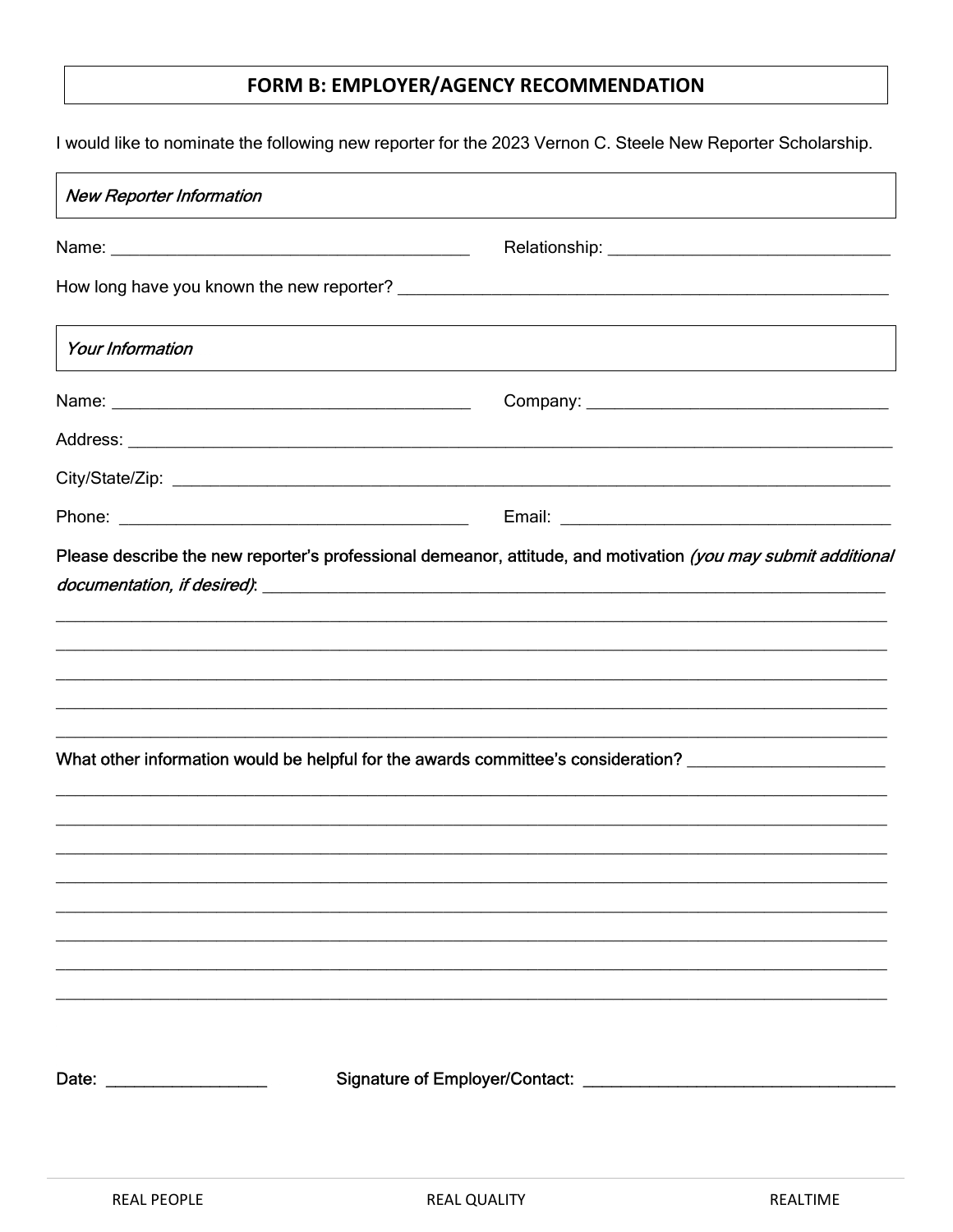## FORM B: EMPLOYER/AGENCY RECOMMENDATION

I would like to nominate the following new reporter for the 2023 Vernon C. Steele New Reporter Scholarship.

*New Reporter Information*

Name: ________________________________________ Relationship: ______________________________

How long have you known the new reporter? _______________________________________________________

*Your Information*

Name: ________________________________________ Company: ________________________________

Address: _____________________________________________________________________________________

City/State/Zip: _______________________________________________________________________________

Phone: _______________________________________ Email: ___________________________________

Please describe the new reporter's professional demeanor, attitude, and motivation *(you may submit additional documentation, if desired)*: _______________________________________________________________________

_____________________________________________________________________________________________

_____________________________________________________________________________________________

_____________________________________________________________________________________________

_____________________________________________________________________________________________

_____________________________________________________________________________________________

What other information would be helpful for the awards committee's consideration? _____________________

_____________________________________________________________________________________________

_____________________________________________________________________________________________

_____________________________________________________________________________________________

_____________________________________________________________________________________________

_____________________________________________________________________________________________

_____________________________________________________________________________________________

_____________________________________________________________________________________________

_____________________________________________________________________________________________

Date: _________________ Signature of Employer/Contact: ___________________________________

REAL PEOPLE REAL QUALITY REALTIME